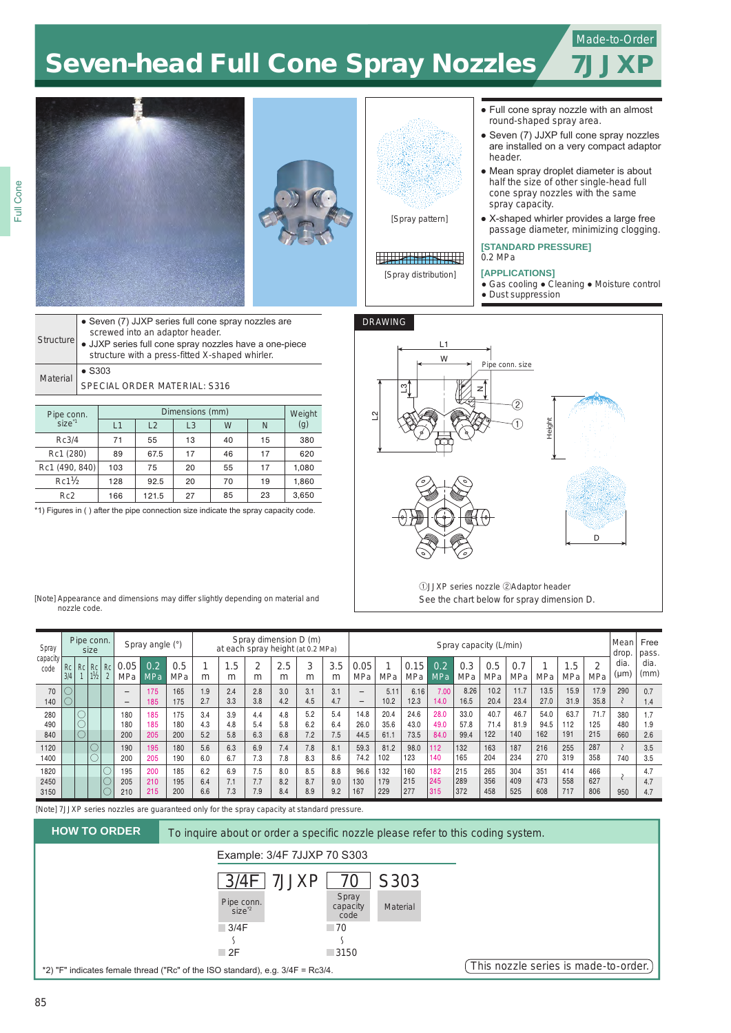# Seven-head Full Cone Spray Nozzles

Made-to-Order

## 7JJXP

[Spray pattern]

[Spray distribution]

- Full cone spray nozzle with an almost round-shaped spray area.
- Seven (7) JJXP full cone spray nozzles are installed on a very compact adaptor header.
- Mean spray droplet diameter is about half the size of other single-head full cone spray nozzles with the same spray capacity.
- X-shaped whirler provides a large free passage diameter, minimizing clogging.

**[STANDARD PRESSURE]**
0.2 MPa

**[APPLICATIONS]**
- Gas cooling ● Cleaning ● Moisture control
- Dust suppression

| | |
|---|---|
| Structure | ● Seven (7) JJXP series full cone spray nozzles are screwed into an adaptor header. ● JJXP series full cone spray nozzles have a one-piece structure with a press-fitted X-shaped whirler. |
| Material | ● S303 SPECIAL ORDER MATERIAL: S316 |

| Pipe conn. size[*1] | Dimensions (mm) | | | | | Weight (g) |
|---|---|---|---|---|---|---|
| | L1 | L2 | L3 | W | N | |
| Rc3/4 | 71 | 55 | 13 | 40 | 15 | 380 |
| Rc1 (280) | 89 | 67.5 | 17 | 46 | 17 | 620 |
| Rc1 (490, 840) | 103 | 75 | 20 | 55 | 17 | 1,080 |
| Rc1½ | 128 | 92.5 | 20 | 70 | 19 | 1,860 |
| Rc2 | 166 | 121.5 | 27 | 85 | 23 | 3,650 |

*1) Figures in ( ) after the pipe connection size indicate the spray capacity code.

[Note] Appearance and dimensions may differ slightly depending on material and nozzle code.

### DRAWING

L1, W, Pipe conn. size, L3, N, L2, ②, ①, Height, D

①JJXP series nozzle ②Adaptor header

See the chart below for spray dimension D.

| Spray capacity code | Pipe conn. size | | | | Spray angle (°) | | | Spray dimension D (m) at each spray height (at 0.2 MPa) | | | | | | | Spray capacity (L/min) | | | | | | | | | | Mean drop. dia. (μm) | Free pass. dia. (mm) |
|---|---|---|---|---|---|---|---|---|---|---|---|---|---|---|---|---|---|---|---|---|---|---|---|---|---|---|
| | Rc 3/4 | Rc 1 | Rc 1½ | Rc 2 | 0.05 MPa | 0.2 MPa | 0.5 MPa | 1 m | 1.5 m | 2 m | 2.5 m | 3 m | 3.5 m | 0.05 MPa | 0.1 MPa | 0.15 MPa | 0.2 MPa | 0.3 MPa | 0.5 MPa | 0.7 MPa | 1 MPa | 1.5 MPa | 2 MPa | | |
| 70 | ○ | | | | – | 175 | 165 | 1.9 | 2.4 | 2.8 | 3.0 | 3.1 | 3.1 | – | 5.11 | 6.16 | 7.00 | 8.26 | 10.2 | 11.7 | 13.5 | 15.9 | 17.9 | 290 | 0.7 |
| 140 | ○ | | | | – | 185 | 175 | 2.7 | 3.3 | 3.8 | 4.2 | 4.5 | 4.7 | – | 10.2 | 12.3 | 14.0 | 16.5 | 20.4 | 23.4 | 27.0 | 31.9 | 35.8 | ~ | 1.4 |
| 280 | | ○ | | | 180 | 185 | 175 | 3.4 | 3.9 | 4.4 | 4.8 | 5.2 | 5.4 | 14.8 | 20.4 | 24.6 | 28.0 | 33.0 | 40.7 | 46.7 | 54.0 | 63.7 | 71.7 | 380 | 1.7 |
| 490 | | ○ | | | 180 | 185 | 180 | 4.3 | 4.8 | 5.4 | 5.8 | 6.2 | 6.4 | 26.0 | 35.6 | 43.0 | 49.0 | 57.8 | 71.4 | 81.9 | 94.5 | 112 | 125 | 480 | 1.9 |
| 840 | | ○ | | | 200 | 205 | 200 | 5.2 | 5.8 | 6.3 | 6.8 | 7.2 | 7.5 | 44.5 | 61.1 | 73.5 | 84.0 | 99.4 | 122 | 140 | 162 | 191 | 215 | 660 | 2.6 |
| 1120 | | | ○ | | 190 | 195 | 180 | 5.6 | 6.3 | 6.9 | 7.4 | 7.8 | 8.1 | 59.3 | 81.2 | 98.0 | 112 | 132 | 163 | 187 | 216 | 255 | 287 | ~ | 3.5 |
| 1400 | | | ○ | | 200 | 205 | 190 | 6.0 | 6.7 | 7.3 | 7.8 | 8.3 | 8.6 | 74.2 | 102 | 123 | 140 | 165 | 204 | 234 | 270 | 319 | 358 | 740 | 3.5 |
| 1820 | | | | ○ | 195 | 200 | 185 | 6.2 | 6.9 | 7.5 | 8.0 | 8.5 | 8.8 | 96.6 | 132 | 160 | 182 | 215 | 265 | 304 | 351 | 414 | 466 | ~ | 4.7 |
| 2450 | | | | ○ | 205 | 210 | 195 | 6.4 | 7.1 | 7.7 | 8.2 | 8.7 | 9.0 | 130 | 179 | 215 | 245 | 289 | 356 | 409 | 473 | 558 | 627 | | 4.7 |
| 3150 | | | | ○ | 210 | 215 | 200 | 6.6 | 7.3 | 7.9 | 8.4 | 8.9 | 9.2 | 167 | 229 | 277 | 315 | 372 | 458 | 525 | 608 | 717 | 806 | 950 | 4.7 |

[Note] 7JJXP series nozzles are guaranteed only for the spray capacity at standard pressure.

## HOW TO ORDER

To inquire about or order a specific nozzle please refer to this coding system.

Example: 3/4F 7JJXP 70 S303

| 3/4F | 7JJXP | 70 | S303 |
|---|---|---|---|
| Pipe conn. size[*2] | | Spray capacity code | Material |
| 3/4F ~ 2F | | 70 ~ 3150 | |

*2) "F" indicates female thread ("Rc" of the ISO standard), e.g. 3/4F = Rc3/4.

This nozzle series is made-to-order.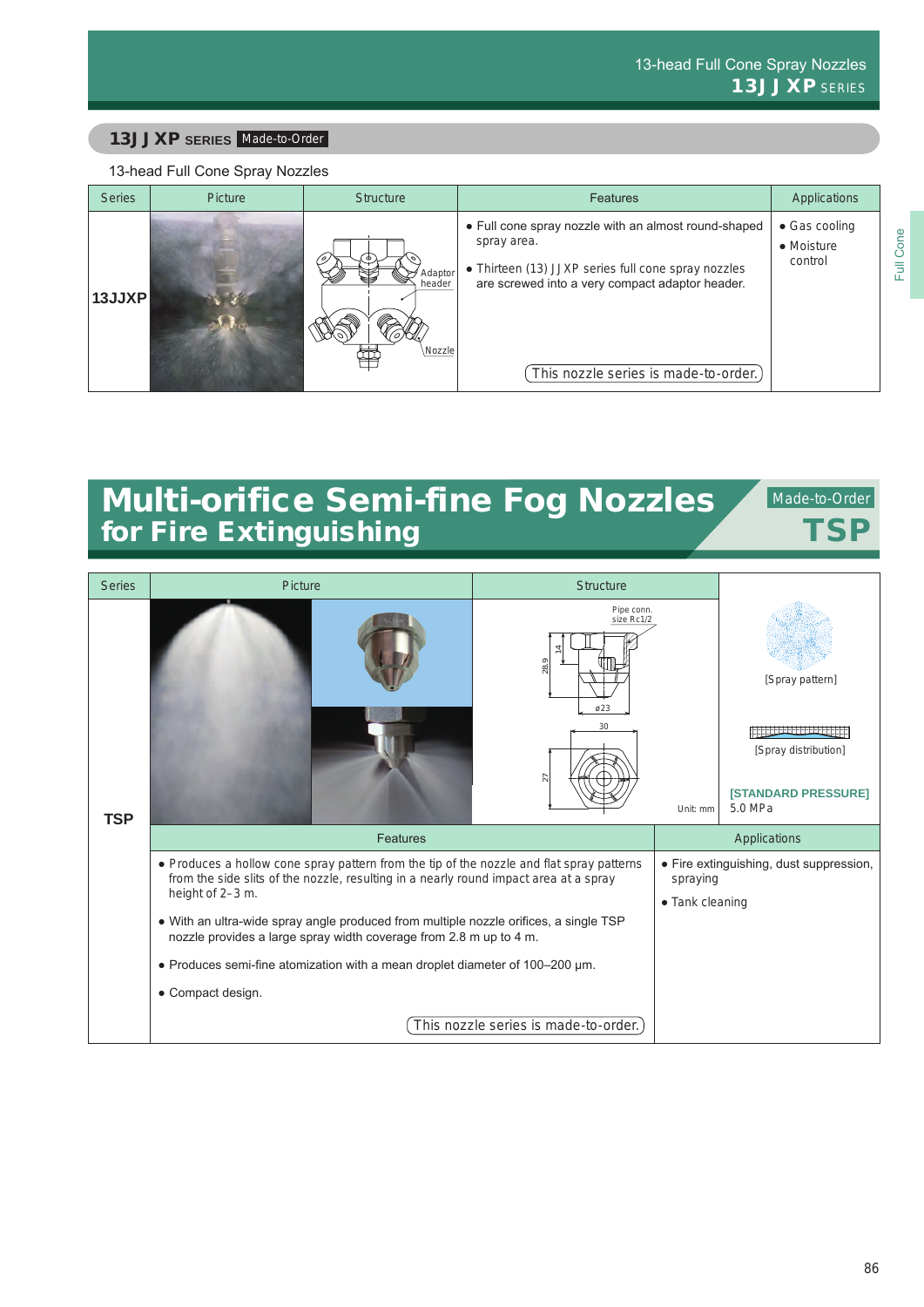## 13J J XP SERIES Made-to-Order

13-head Full Cone Spray Nozzles

| Series | Picture | Structure | Features | Applications |
|---|---|---|---|---|
| 13JJXP | | Adaptor header<br>Nozzle | • Full cone spray nozzle with an almost round-shaped spray area.<br>• Thirteen (13) J J XP series full cone spray nozzles are screwed into a very compact adaptor header.<br>This nozzle series is made-to-order. | • Gas cooling<br>• Moisture control |

# Multi-orifice Semi-fine Fog Nozzles for Fire Extinguishing

Made-to-Order **TSP**

| Series | Picture | Structure | |
|---|---|---|---|
| TSP | | Pipe conn. size Rc1/2<br>14<br>28.9<br>ø23<br>30<br>27<br>Unit: mm | [Spray pattern]<br>[Spray distribution]<br>[STANDARD PRESSURE]<br>5.0 MPa |

| Features | Applications |
|---|---|
| • Produces a hollow cone spray pattern from the tip of the nozzle and flat spray patterns from the side slits of the nozzle, resulting in a nearly round impact area at a spray height of 2–3 m.<br>• With an ultra-wide spray angle produced from multiple nozzle orifices, a single TSP nozzle provides a large spray width coverage from 2.8 m up to 4 m.<br>• Produces semi-fine atomization with a mean droplet diameter of 100–200 µm.<br>• Compact design.<br>This nozzle series is made-to-order. | • Fire extinguishing, dust suppression, spraying<br>• Tank cleaning |